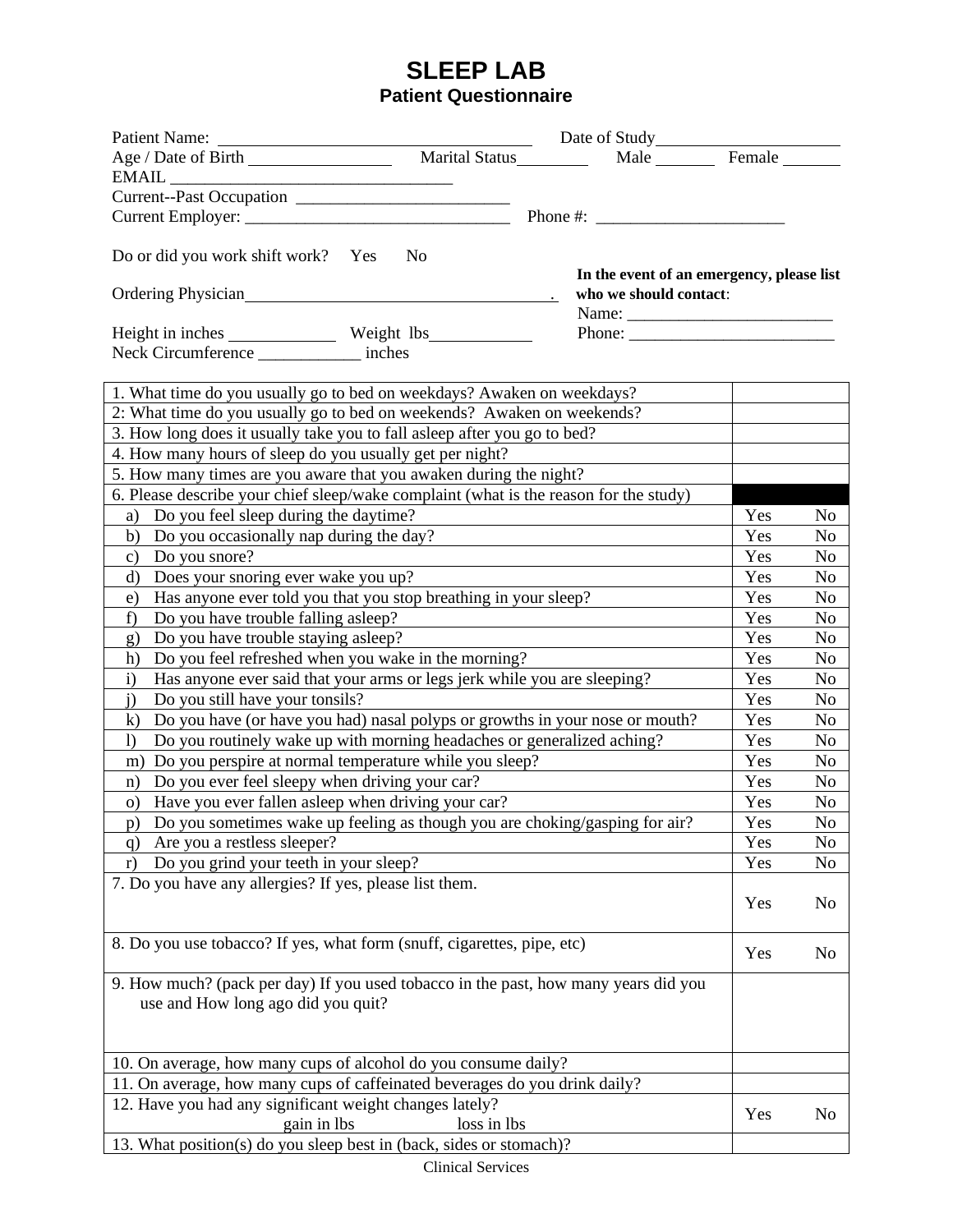# SLEEP LAB
## Patient Questionnaire

Patient Name: ____________________________ Date of Study____________________

Age / Date of Birth ______________ Marital Status________ Male ______ Female ______

EMAIL ________________________________

Current--Past Occupation ________________________

Current Employer: ______________________________ Phone #: _____________________

Do or did you work shift work? Yes No

Ordering Physician____________________________________.

**In the event of an emergency, please list who we should contact**:

Name: ________________________

Phone: ________________________

Height in inches ____________ Weight lbs____________

Neck Circumference ____________ inches

| | | |
|---|---|---|
| 1. What time do you usually go to bed on weekdays? Awaken on weekdays? | | |
| 2: What time do you usually go to bed on weekends? Awaken on weekends? | | |
| 3. How long does it usually take you to fall asleep after you go to bed? | | |
| 4. How many hours of sleep do you usually get per night? | | |
| 5. How many times are you aware that you awaken during the night? | | |
| 6. Please describe your chief sleep/wake complaint (what is the reason for the study) | | |
| a) Do you feel sleep during the daytime? | Yes | No |
| b) Do you occasionally nap during the day? | Yes | No |
| c) Do you snore? | Yes | No |
| d) Does your snoring ever wake you up? | Yes | No |
| e) Has anyone ever told you that you stop breathing in your sleep? | Yes | No |
| f) Do you have trouble falling asleep? | Yes | No |
| g) Do you have trouble staying asleep? | Yes | No |
| h) Do you feel refreshed when you wake in the morning? | Yes | No |
| i) Has anyone ever said that your arms or legs jerk while you are sleeping? | Yes | No |
| j) Do you still have your tonsils? | Yes | No |
| k) Do you have (or have you had) nasal polyps or growths in your nose or mouth? | Yes | No |
| l) Do you routinely wake up with morning headaches or generalized aching? | Yes | No |
| m) Do you perspire at normal temperature while you sleep? | Yes | No |
| n) Do you ever feel sleepy when driving your car? | Yes | No |
| o) Have you ever fallen asleep when driving your car? | Yes | No |
| p) Do you sometimes wake up feeling as though you are choking/gasping for air? | Yes | No |
| q) Are you a restless sleeper? | Yes | No |
| r) Do you grind your teeth in your sleep? | Yes | No |
| 7. Do you have any allergies? If yes, please list them. | Yes | No |
| 8. Do you use tobacco? If yes, what form (snuff, cigarettes, pipe, etc) | Yes | No |
| 9. How much? (pack per day) If you used tobacco in the past, how many years did you use and How long ago did you quit? | | |
| 10. On average, how many cups of alcohol do you consume daily? | | |
| 11. On average, how many cups of caffeinated beverages do you drink daily? | | |
| 12. Have you had any significant weight changes lately? gain in lbs loss in lbs | Yes | No |
| 13. What position(s) do you sleep best in (back, sides or stomach)? | | |

Clinical Services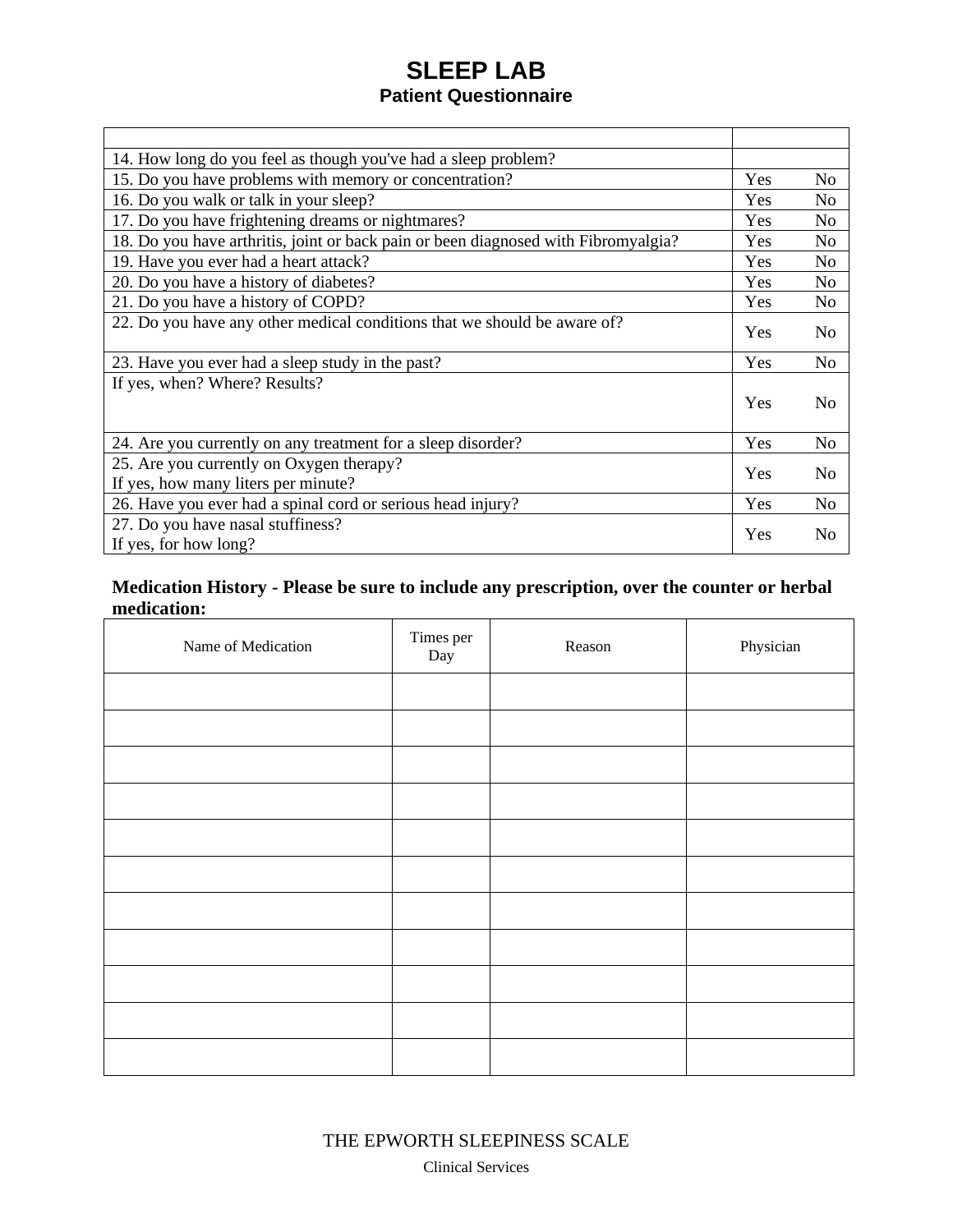# SLEEP LAB

## Patient Questionnaire

| | |
|---|---|
| 14. How long do you feel as though you've had a sleep problem? | |
| 15. Do you have problems with memory or concentration? | Yes No |
| 16. Do you walk or talk in your sleep? | Yes No |
| 17. Do you have frightening dreams or nightmares? | Yes No |
| 18. Do you have arthritis, joint or back pain or been diagnosed with Fibromyalgia? | Yes No |
| 19. Have you ever had a heart attack? | Yes No |
| 20. Do you have a history of diabetes? | Yes No |
| 21. Do you have a history of COPD? | Yes No |
| 22. Do you have any other medical conditions that we should be aware of? | Yes No |
| 23. Have you ever had a sleep study in the past? | Yes No |
| If yes, when? Where? Results? | Yes No |
| 24. Are you currently on any treatment for a sleep disorder? | Yes No |
| 25. Are you currently on Oxygen therapy?<br>If yes, how many liters per minute? | Yes No |
| 26. Have you ever had a spinal cord or serious head injury? | Yes No |
| 27. Do you have nasal stuffiness?<br>If yes, for how long? | Yes No |

**Medication History - Please be sure to include any prescription, over the counter or herbal medication:**

| Name of Medication | Times per Day | Reason | Physician |
|---|---|---|---|
| | | | |
| | | | |
| | | | |
| | | | |
| | | | |
| | | | |
| | | | |
| | | | |
| | | | |
| | | | |
| | | | |

THE EPWORTH SLEEPINESS SCALE

Clinical Services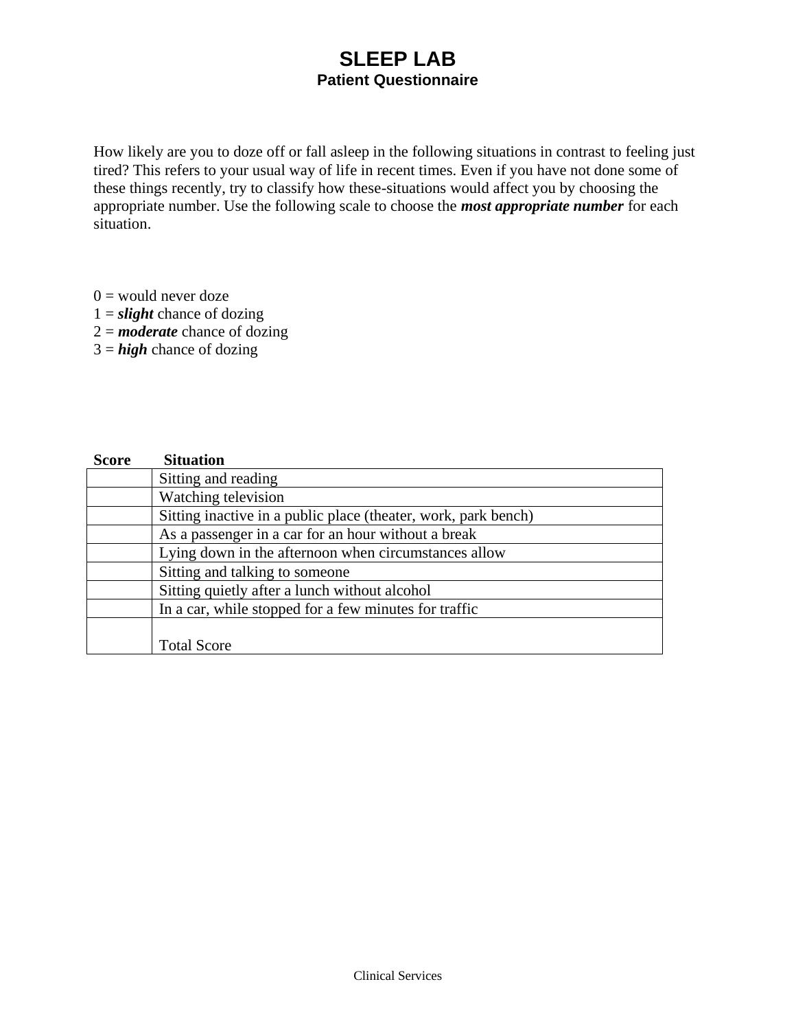# SLEEP LAB

## Patient Questionnaire

How likely are you to doze off or fall asleep in the following situations in contrast to feeling just tired? This refers to your usual way of life in recent times. Even if you have not done some of these things recently, try to classify how these-situations would affect you by choosing the appropriate number. Use the following scale to choose the ***most appropriate number*** for each situation.

0 = would never doze  
1 = ***slight*** chance of dozing  
2 = ***moderate*** chance of dozing  
3 = ***high*** chance of dozing

| Score | Situation |
|---|---|
| | Sitting and reading |
| | Watching television |
| | Sitting inactive in a public place (theater, work, park bench) |
| | As a passenger in a car for an hour without a break |
| | Lying down in the afternoon when circumstances allow |
| | Sitting and talking to someone |
| | Sitting quietly after a lunch without alcohol |
| | In a car, while stopped for a few minutes for traffic |
| | Total Score |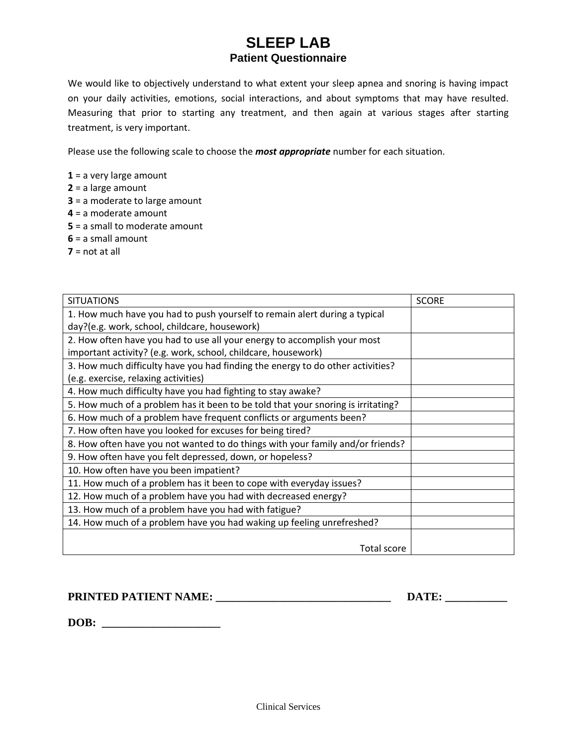# SLEEP LAB

## Patient Questionnaire

We would like to objectively understand to what extent your sleep apnea and snoring is having impact on your daily activities, emotions, social interactions, and about symptoms that may have resulted. Measuring that prior to starting any treatment, and then again at various stages after starting treatment, is very important.

Please use the following scale to choose the ***most appropriate*** number for each situation.

**1** = a very large amount
**2** = a large amount
**3** = a moderate to large amount
**4** = a moderate amount
**5** = a small to moderate amount
**6** = a small amount
**7** = not at all

| SITUATIONS | SCORE |
|---|---|
| 1. How much have you had to push yourself to remain alert during a typical day?(e.g. work, school, childcare, housework) | |
| 2. How often have you had to use all your energy to accomplish your most important activity? (e.g. work, school, childcare, housework) | |
| 3. How much difficulty have you had finding the energy to do other activities? (e.g. exercise, relaxing activities) | |
| 4. How much difficulty have you had fighting to stay awake? | |
| 5. How much of a problem has it been to be told that your snoring is irritating? | |
| 6. How much of a problem have frequent conflicts or arguments been? | |
| 7. How often have you looked for excuses for being tired? | |
| 8. How often have you not wanted to do things with your family and/or friends? | |
| 9. How often have you felt depressed, down, or hopeless? | |
| 10. How often have you been impatient? | |
| 11. How much of a problem has it been to cope with everyday issues? | |
| 12. How much of a problem have you had with decreased energy? | |
| 13. How much of a problem have you had with fatigue? | |
| 14. How much of a problem have you had waking up feeling unrefreshed? | |
| Total score | |

**PRINTED PATIENT NAME: _______________________________ DATE: ___________**

**DOB: _____________________**

Clinical Services